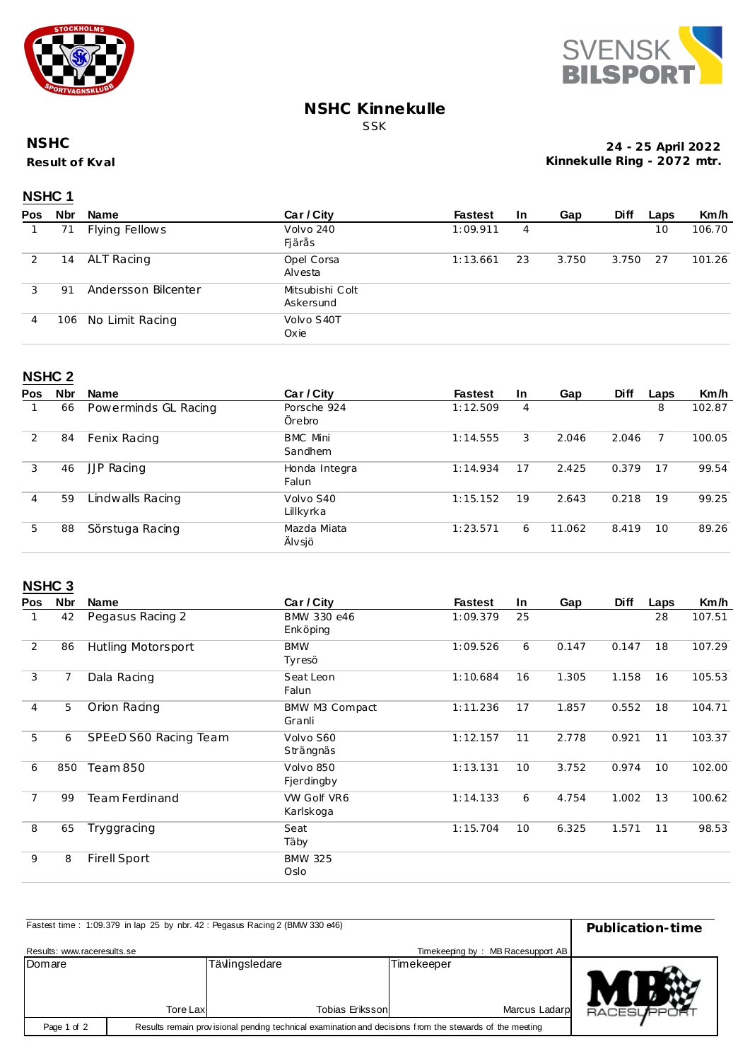# NSHC Kinnekulle

SSK

**NSHC**

**Result of Kval**

**24 - 25 April 2022**
**Kinnekulle Ring - 2072 mtr.**

## NSHC 1

| Pos | Nbr | Name | Car / City | Fastest | In | Gap | Diff | Laps | Km/h |
|---|---|---|---|---|---|---|---|---|---|
| 1 | 71 | Flying Fellows | Volvo 240<br>Fjärås | 1:09.911 | 4 | | | 10 | 106.70 |
| 2 | 14 | ALT Racing | Opel Corsa<br>Alvesta | 1:13.661 | 23 | 3.750 | 3.750 | 27 | 101.26 |
| 3 | 91 | Andersson Bilcenter | Mitsubishi Colt<br>Askersund | | | | | | |
| 4 | 106 | No Limit Racing | Volvo S40T<br>Oxie | | | | | | |

## NSHC 2

| Pos | Nbr | Name | Car / City | Fastest | In | Gap | Diff | Laps | Km/h |
|---|---|---|---|---|---|---|---|---|---|
| 1 | 66 | Powerminds GL Racing | Porsche 924<br>Örebro | 1:12.509 | 4 | | | 8 | 102.87 |
| 2 | 84 | Fenix Racing | BMC Mini<br>Sandhem | 1:14.555 | 3 | 2.046 | 2.046 | 7 | 100.05 |
| 3 | 46 | JJP Racing | Honda Integra<br>Falun | 1:14.934 | 17 | 2.425 | 0.379 | 17 | 99.54 |
| 4 | 59 | Lindwalls Racing | Volvo S40<br>Lillkyrka | 1:15.152 | 19 | 2.643 | 0.218 | 19 | 99.25 |
| 5 | 88 | Sörstuga Racing | Mazda Miata<br>Älvsjö | 1:23.571 | 6 | 11.062 | 8.419 | 10 | 89.26 |

## NSHC 3

| Pos | Nbr | Name | Car / City | Fastest | In | Gap | Diff | Laps | Km/h |
|---|---|---|---|---|---|---|---|---|---|
| 1 | 42 | Pegasus Racing 2 | BMW 330 e46<br>Enköping | 1:09.379 | 25 | | | 28 | 107.51 |
| 2 | 86 | Hutling Motorsport | BMW<br>Tyresö | 1:09.526 | 6 | 0.147 | 0.147 | 18 | 107.29 |
| 3 | 7 | Dala Racing | Seat Leon<br>Falun | 1:10.684 | 16 | 1.305 | 1.158 | 16 | 105.53 |
| 4 | 5 | Orion Racing | BMW M3 Compact<br>Granli | 1:11.236 | 17 | 1.857 | 0.552 | 18 | 104.71 |
| 5 | 6 | SPEeD S60 Racing Team | Volvo S60<br>Strängnäs | 1:12.157 | 11 | 2.778 | 0.921 | 11 | 103.37 |
| 6 | 850 | Team 850 | Volvo 850<br>Fjerdingby | 1:13.131 | 10 | 3.752 | 0.974 | 10 | 102.00 |
| 7 | 99 | Team Ferdinand | VW Golf VR6<br>Karlskoga | 1:14.133 | 6 | 4.754 | 1.002 | 13 | 100.62 |
| 8 | 65 | Tryggracing | Seat<br>Täby | 1:15.704 | 10 | 6.325 | 1.571 | 11 | 98.53 |
| 9 | 8 | Firell Sport | BMW 325<br>Oslo | | | | | | |

Fastest time : 1:09.379 in lap 25 by nbr. 42 : Pegasus Racing 2 (BMW 330 e46)

**Publication-time**

Results: www.raceresults.se

Timekeeping by : MB Racesupport AB

| Domare | Tävlingsledare | Timekeeper |
|---|---|---|
| Tore Lax | Tobias Eriksson | Marcus Ladarp |

Results remain provisional pending technical examination and decisions from the stewards of the meeting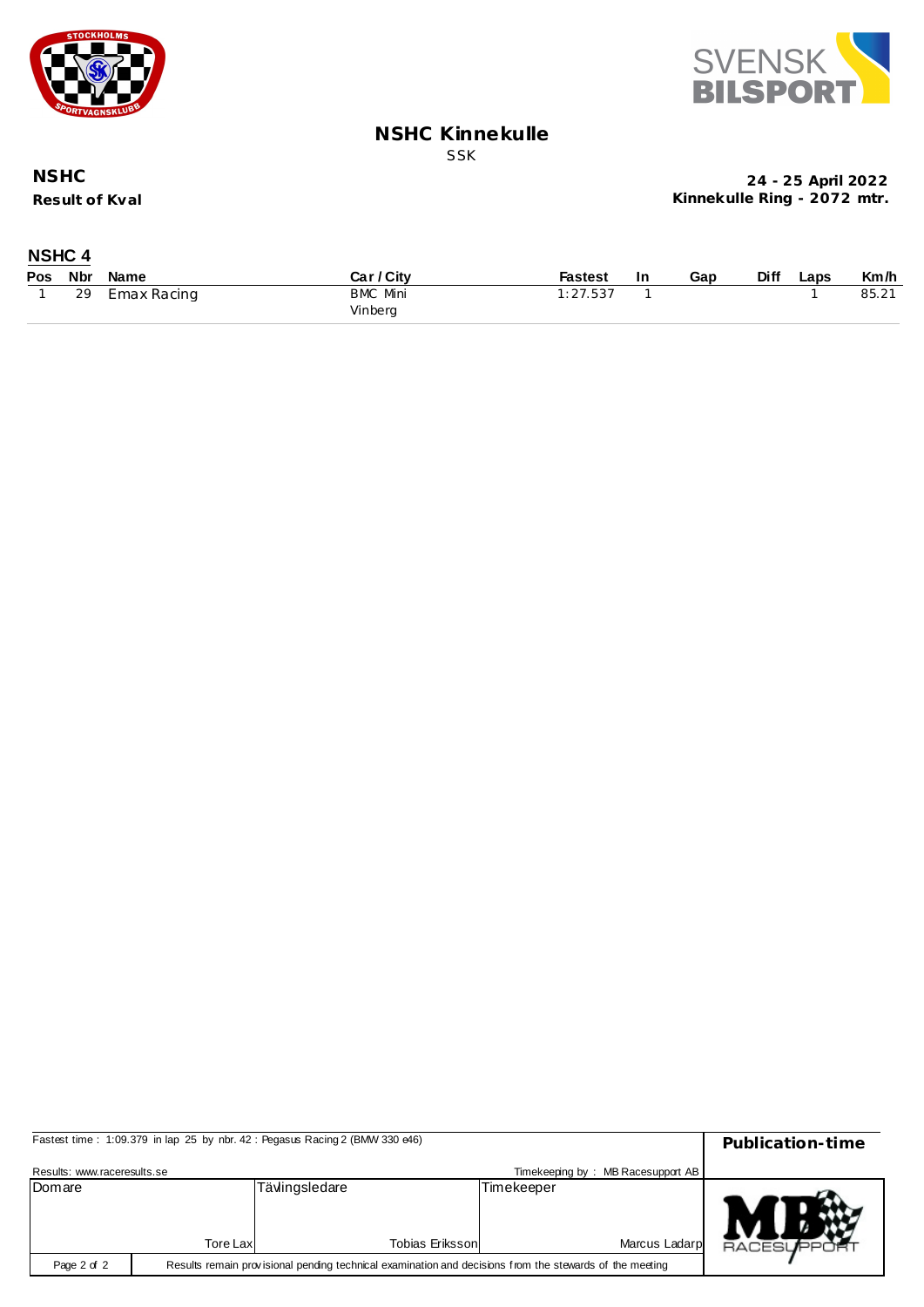# NSHC Kinnekulle

SSK

**NSHC**

**Result of Kval**

**24 - 25 April 2022**
**Kinnekulle Ring - 2072 mtr.**

## NSHC 4

| Pos | Nbr | Name | Car / City | Fastest | In | Gap | Diff | Laps | Km/h |
|---|---|---|---|---|---|---|---|---|---|
| 1 | 29 | Emax Racing | BMC Mini<br>Vinberg | 1:27.537 | 1 | | | 1 | 85.21 |

Fastest time : 1:09.379 in lap 25 by nbr. 42 : Pegasus Racing 2 (BMW 330 e46)

**Publication-time**

Results: www.raceresults.se

Timekeeping by : MB Racesupport AB

| Domare | Tävlingsledare | Timekeeper |
|---|---|---|
| Tore Lax | Tobias Eriksson | Marcus Ladarp |

Results remain provisional pending technical examination and decisions from the stewards of the meeting